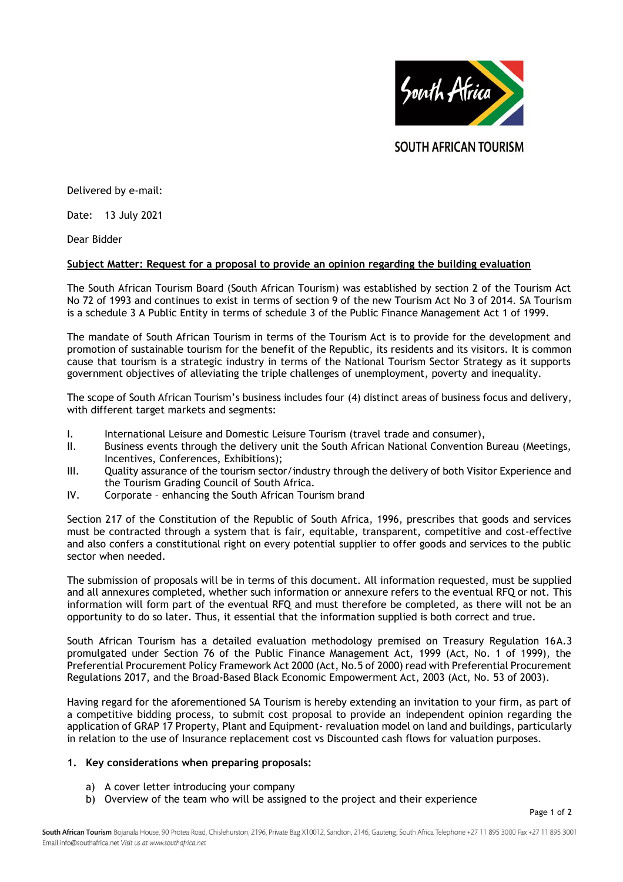SOUTH AFRICAN TOURISM

Delivered by e-mail:

Date: 13 July 2021

Dear Bidder

**Subject Matter: Request for a proposal to provide an opinion regarding the building evaluation**

The South African Tourism Board (South African Tourism) was established by section 2 of the Tourism Act No 72 of 1993 and continues to exist in terms of section 9 of the new Tourism Act No 3 of 2014. SA Tourism is a schedule 3 A Public Entity in terms of schedule 3 of the Public Finance Management Act 1 of 1999.

The mandate of South African Tourism in terms of the Tourism Act is to provide for the development and promotion of sustainable tourism for the benefit of the Republic, its residents and its visitors. It is common cause that tourism is a strategic industry in terms of the National Tourism Sector Strategy as it supports government objectives of alleviating the triple challenges of unemployment, poverty and inequality.

The scope of South African Tourism's business includes four (4) distinct areas of business focus and delivery, with different target markets and segments:

I. International Leisure and Domestic Leisure Tourism (travel trade and consumer),
II. Business events through the delivery unit the South African National Convention Bureau (Meetings, Incentives, Conferences, Exhibitions);
III. Quality assurance of the tourism sector/industry through the delivery of both Visitor Experience and the Tourism Grading Council of South Africa.
IV. Corporate – enhancing the South African Tourism brand

Section 217 of the Constitution of the Republic of South Africa, 1996, prescribes that goods and services must be contracted through a system that is fair, equitable, transparent, competitive and cost-effective and also confers a constitutional right on every potential supplier to offer goods and services to the public sector when needed.

The submission of proposals will be in terms of this document. All information requested, must be supplied and all annexures completed, whether such information or annexure refers to the eventual RFQ or not. This information will form part of the eventual RFQ and must therefore be completed, as there will not be an opportunity to do so later. Thus, it essential that the information supplied is both correct and true.

South African Tourism has a detailed evaluation methodology premised on Treasury Regulation 16A.3 promulgated under Section 76 of the Public Finance Management Act, 1999 (Act, No. 1 of 1999), the Preferential Procurement Policy Framework Act 2000 (Act, No.5 of 2000) read with Preferential Procurement Regulations 2017, and the Broad-Based Black Economic Empowerment Act, 2003 (Act, No. 53 of 2003).

Having regard for the aforementioned SA Tourism is hereby extending an invitation to your firm, as part of a competitive bidding process, to submit cost proposal to provide an independent opinion regarding the application of GRAP 17 Property, Plant and Equipment- revaluation model on land and buildings, particularly in relation to the use of Insurance replacement cost vs Discounted cash flows for valuation purposes.

**1. Key considerations when preparing proposals:**

a) A cover letter introducing your company
b) Overview of the team who will be assigned to the project and their experience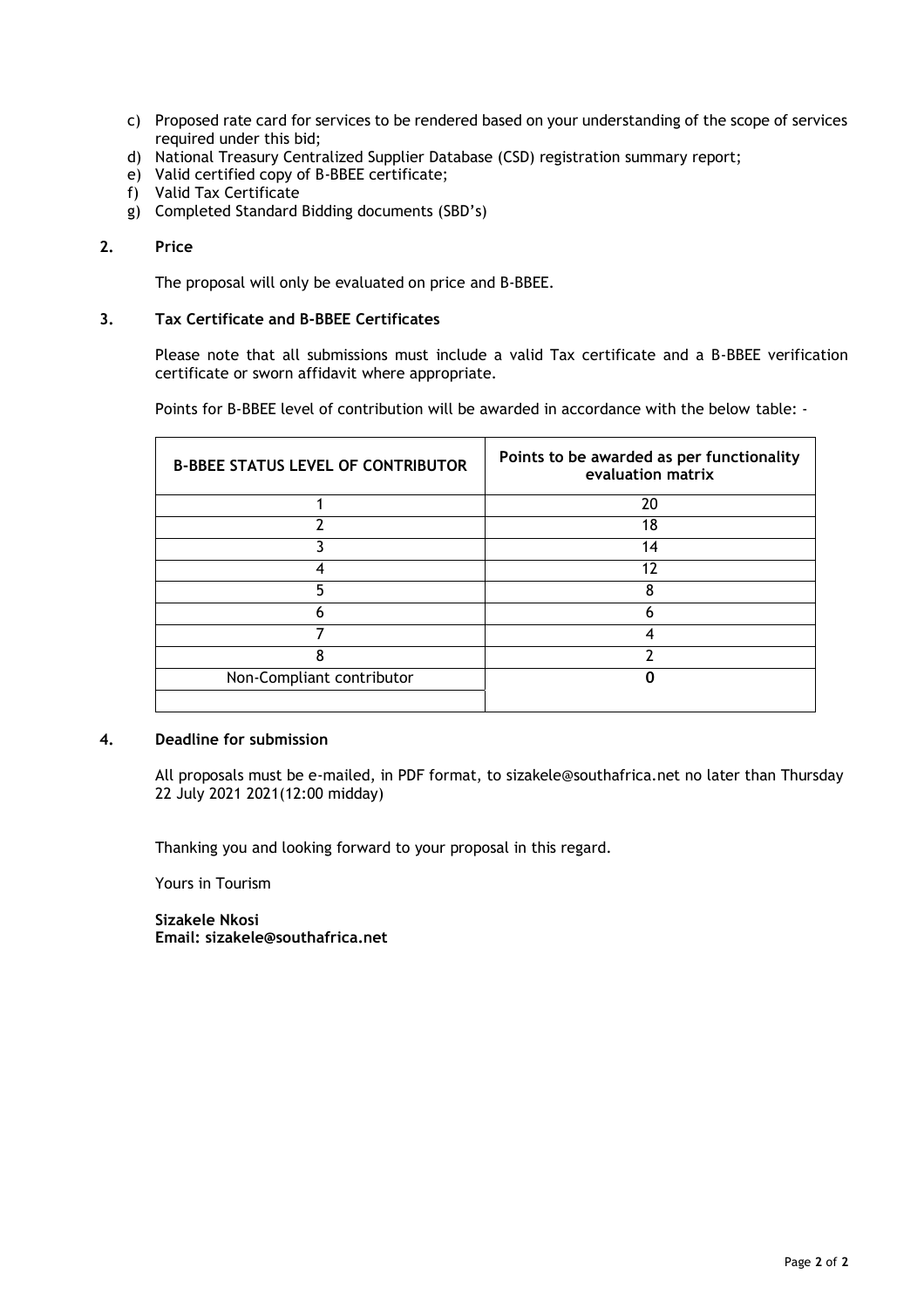c) Proposed rate card for services to be rendered based on your understanding of the scope of services required under this bid;
d) National Treasury Centralized Supplier Database (CSD) registration summary report;
e) Valid certified copy of B-BBEE certificate;
f) Valid Tax Certificate
g) Completed Standard Bidding documents (SBD's)

**2. Price**

The proposal will only be evaluated on price and B-BBEE.

**3. Tax Certificate and B-BBEE Certificates**

Please note that all submissions must include a valid Tax certificate and a B-BBEE verification certificate or sworn affidavit where appropriate.

Points for B-BBEE level of contribution will be awarded in accordance with the below table: -

| B-BBEE STATUS LEVEL OF CONTRIBUTOR | Points to be awarded as per functionality evaluation matrix |
|---|---|
| 1 | 20 |
| 2 | 18 |
| 3 | 14 |
| 4 | 12 |
| 5 | 8 |
| 6 | 6 |
| 7 | 4 |
| 8 | 2 |
| Non-Compliant contributor | **0** |
| | |

**4. Deadline for submission**

All proposals must be e-mailed, in PDF format, to sizakele@southafrica.net no later than Thursday 22 July 2021 2021(12:00 midday)

Thanking you and looking forward to your proposal in this regard.

Yours in Tourism

**Sizakele Nkosi**
**Email: sizakele@southafrica.net**